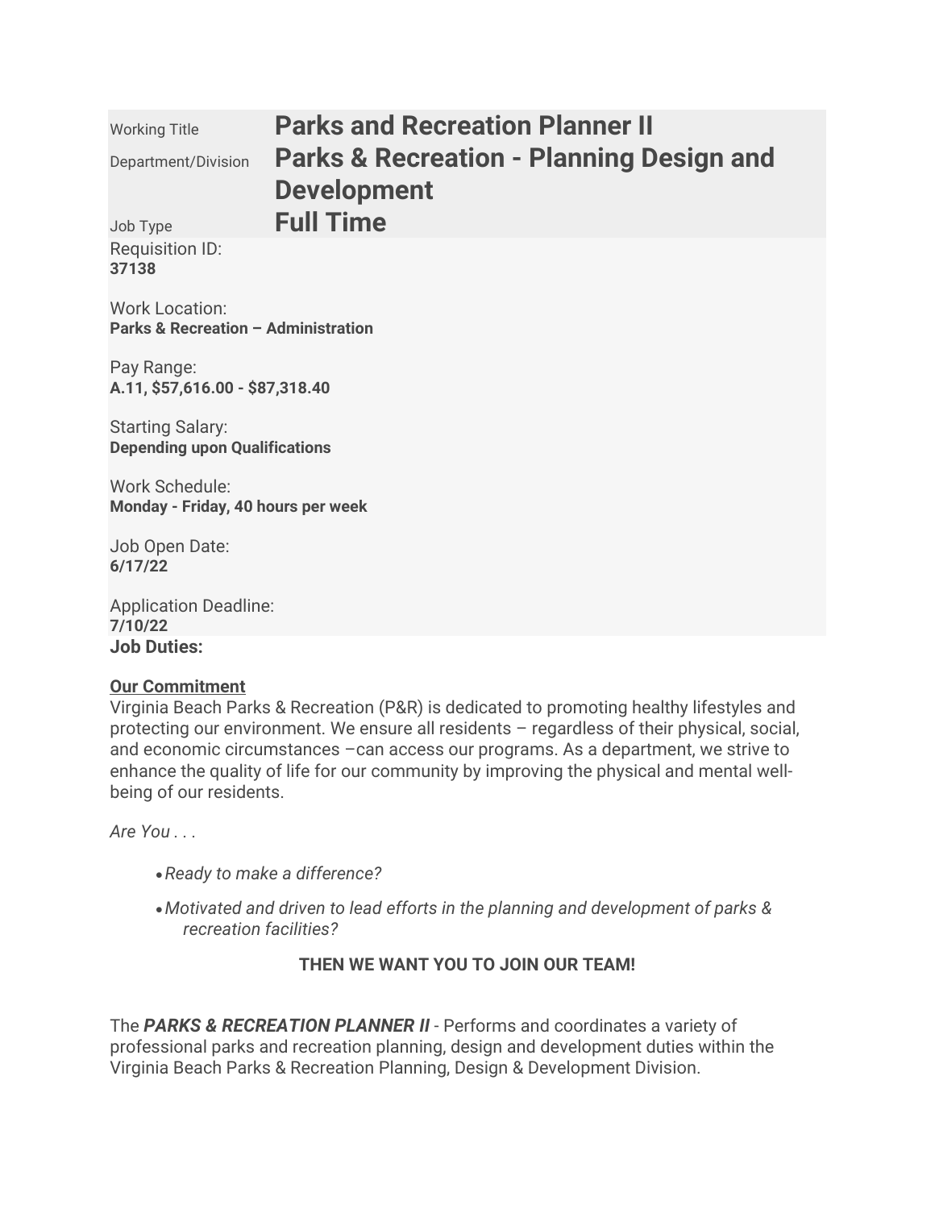| | |
|---|---|
| Working Title | **Parks and Recreation Planner II** |
| Department/Division | **Parks & Recreation - Planning Design and Development** |
| Job Type | **Full Time** |

Requisition ID:
**37138**

Work Location:
**Parks & Recreation – Administration**

Pay Range:
**A.11, $57,616.00 - $87,318.40**

Starting Salary:
**Depending upon Qualifications**

Work Schedule:
**Monday - Friday, 40 hours per week**

Job Open Date:
**6/17/22**

Application Deadline:
**7/10/22**

**Job Duties:**

**Our Commitment**
Virginia Beach Parks & Recreation (P&R) is dedicated to promoting healthy lifestyles and protecting our environment. We ensure all residents – regardless of their physical, social, and economic circumstances –can access our programs. As a department, we strive to enhance the quality of life for our community by improving the physical and mental well-being of our residents.

*Are You . . .*

- *Ready to make a difference?*
- *Motivated and driven to lead efforts in the planning and development of parks & recreation facilities?*

**THEN WE WANT YOU TO JOIN OUR TEAM!**

The ***PARKS & RECREATION PLANNER II*** - Performs and coordinates a variety of professional parks and recreation planning, design and development duties within the Virginia Beach Parks & Recreation Planning, Design & Development Division.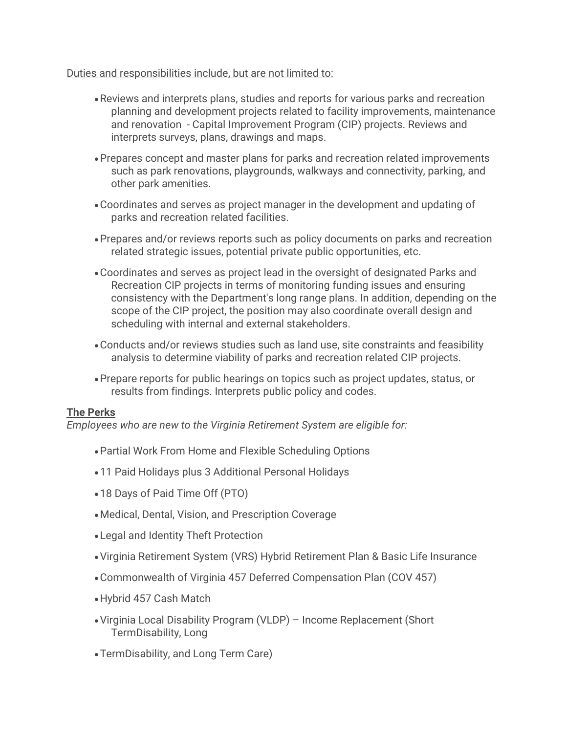Duties and responsibilities include, but are not limited to:

- Reviews and interprets plans, studies and reports for various parks and recreation planning and development projects related to facility improvements, maintenance and renovation - Capital Improvement Program (CIP) projects. Reviews and interprets surveys, plans, drawings and maps.
- Prepares concept and master plans for parks and recreation related improvements such as park renovations, playgrounds, walkways and connectivity, parking, and other park amenities.
- Coordinates and serves as project manager in the development and updating of parks and recreation related facilities.
- Prepares and/or reviews reports such as policy documents on parks and recreation related strategic issues, potential private public opportunities, etc.
- Coordinates and serves as project lead in the oversight of designated Parks and Recreation CIP projects in terms of monitoring funding issues and ensuring consistency with the Department's long range plans. In addition, depending on the scope of the CIP project, the position may also coordinate overall design and scheduling with internal and external stakeholders.
- Conducts and/or reviews studies such as land use, site constraints and feasibility analysis to determine viability of parks and recreation related CIP projects.
- Prepare reports for public hearings on topics such as project updates, status, or results from findings. Interprets public policy and codes.

**The Perks**

*Employees who are new to the Virginia Retirement System are eligible for:*

- Partial Work From Home and Flexible Scheduling Options
- 11 Paid Holidays plus 3 Additional Personal Holidays
- 18 Days of Paid Time Off (PTO)
- Medical, Dental, Vision, and Prescription Coverage
- Legal and Identity Theft Protection
- Virginia Retirement System (VRS) Hybrid Retirement Plan & Basic Life Insurance
- Commonwealth of Virginia 457 Deferred Compensation Plan (COV 457)
- Hybrid 457 Cash Match
- Virginia Local Disability Program (VLDP) – Income Replacement (Short TermDisability, Long
- TermDisability, and Long Term Care)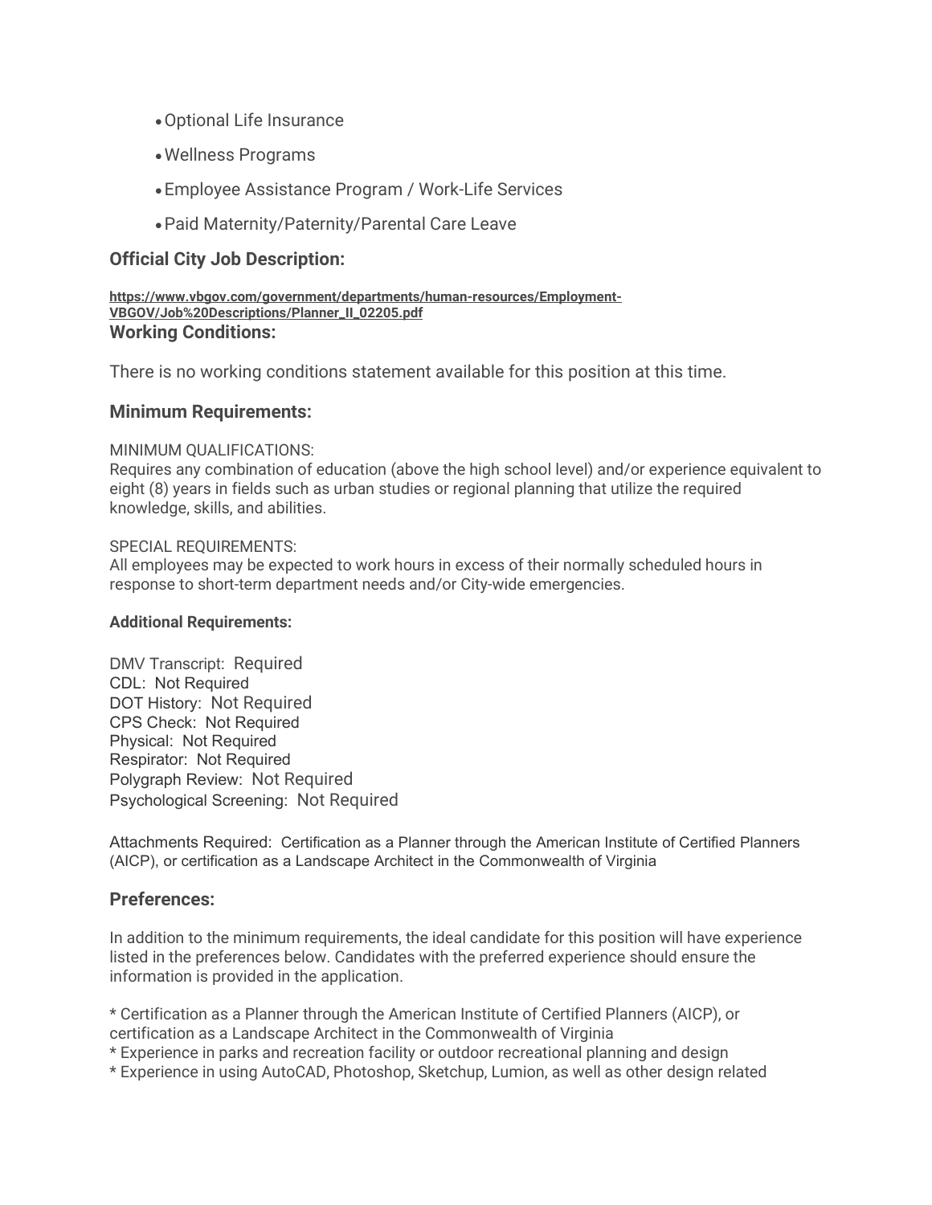- Optional Life Insurance
- Wellness Programs
- Employee Assistance Program / Work-Life Services
- Paid Maternity/Paternity/Parental Care Leave

### Official City Job Description:

**https://www.vbgov.com/government/departments/human-resources/Employment-VBGOV/Job%20Descriptions/Planner_II_02205.pdf**

### Working Conditions:

There is no working conditions statement available for this position at this time.

### Minimum Requirements:

MINIMUM QUALIFICATIONS:
Requires any combination of education (above the high school level) and/or experience equivalent to eight (8) years in fields such as urban studies or regional planning that utilize the required knowledge, skills, and abilities.

SPECIAL REQUIREMENTS:
All employees may be expected to work hours in excess of their normally scheduled hours in response to short-term department needs and/or City-wide emergencies.

**Additional Requirements:**

DMV Transcript: Required
CDL: Not Required
DOT History: Not Required
CPS Check: Not Required
Physical: Not Required
Respirator: Not Required
Polygraph Review: Not Required
Psychological Screening: Not Required

Attachments Required: Certification as a Planner through the American Institute of Certified Planners (AICP), or certification as a Landscape Architect in the Commonwealth of Virginia

### Preferences:

In addition to the minimum requirements, the ideal candidate for this position will have experience listed in the preferences below. Candidates with the preferred experience should ensure the information is provided in the application.

* Certification as a Planner through the American Institute of Certified Planners (AICP), or certification as a Landscape Architect in the Commonwealth of Virginia
* Experience in parks and recreation facility or outdoor recreational planning and design
* Experience in using AutoCAD, Photoshop, Sketchup, Lumion, as well as other design related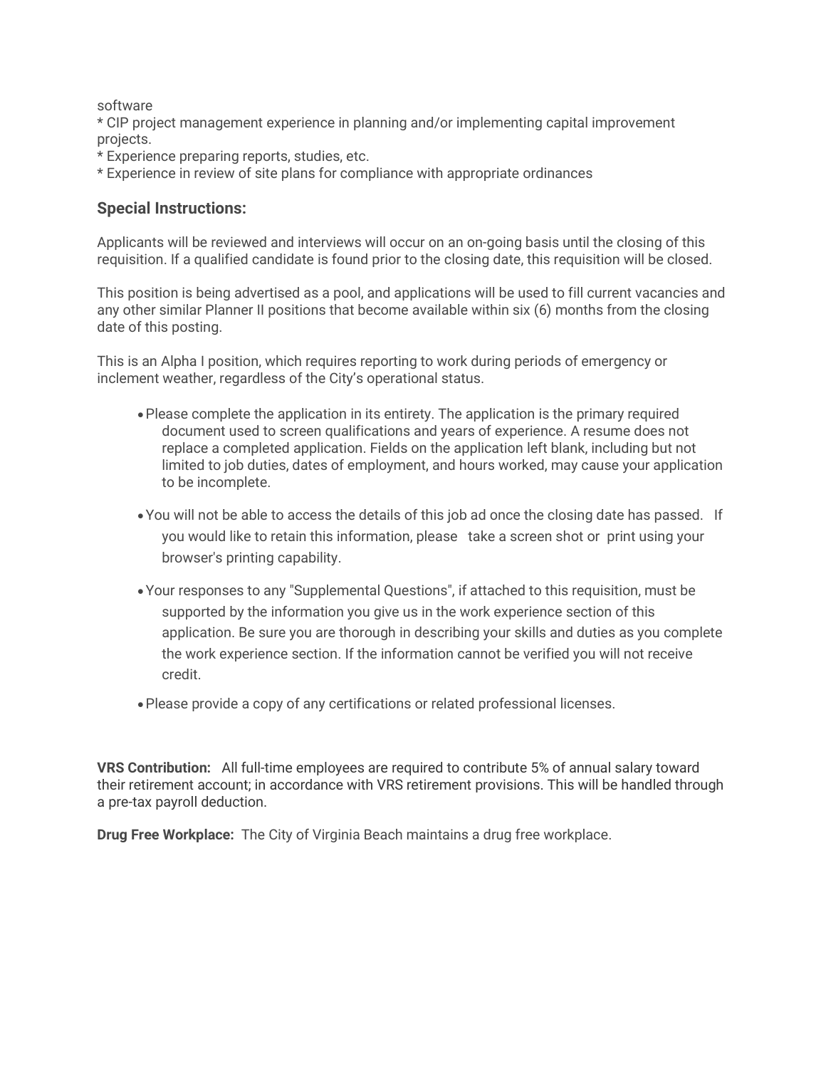software
* CIP project management experience in planning and/or implementing capital improvement projects.
* Experience preparing reports, studies, etc.
* Experience in review of site plans for compliance with appropriate ordinances

## Special Instructions:

Applicants will be reviewed and interviews will occur on an on-going basis until the closing of this requisition. If a qualified candidate is found prior to the closing date, this requisition will be closed.

This position is being advertised as a pool, and applications will be used to fill current vacancies and any other similar Planner II positions that become available within six (6) months from the closing date of this posting.

This is an Alpha I position, which requires reporting to work during periods of emergency or inclement weather, regardless of the City's operational status.

- Please complete the application in its entirety. The application is the primary required document used to screen qualifications and years of experience. A resume does not replace a completed application. Fields on the application left blank, including but not limited to job duties, dates of employment, and hours worked, may cause your application to be incomplete.
- You will not be able to access the details of this job ad once the closing date has passed. If you would like to retain this information, please take a screen shot or print using your browser's printing capability.
- Your responses to any "Supplemental Questions", if attached to this requisition, must be supported by the information you give us in the work experience section of this application. Be sure you are thorough in describing your skills and duties as you complete the work experience section. If the information cannot be verified you will not receive credit.
- Please provide a copy of any certifications or related professional licenses.

**VRS Contribution:** All full-time employees are required to contribute 5% of annual salary toward their retirement account; in accordance with VRS retirement provisions. This will be handled through a pre-tax payroll deduction.

**Drug Free Workplace:** The City of Virginia Beach maintains a drug free workplace.